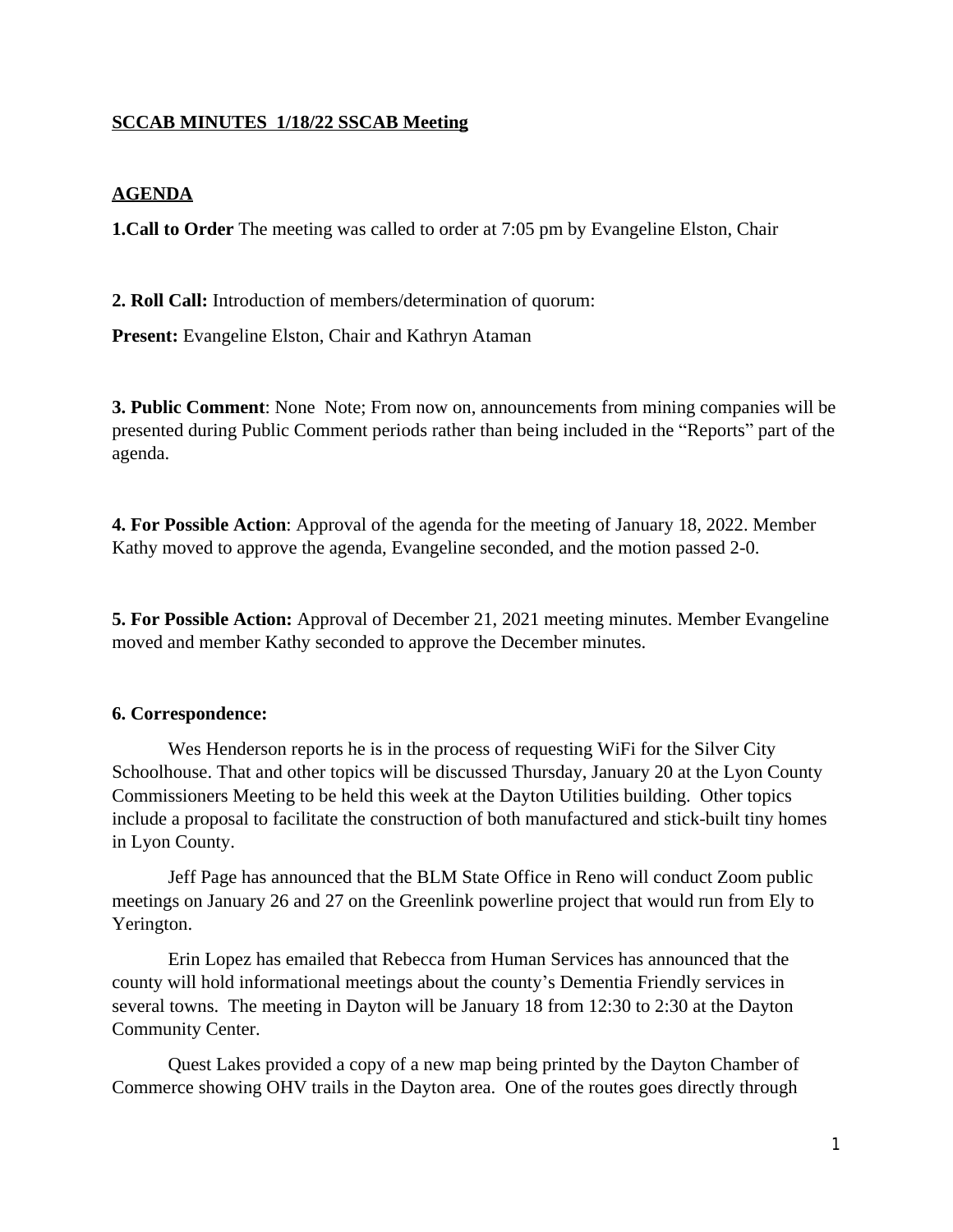**SCCAB MINUTES  1/18/22 SSCAB Meeting**

**AGENDA**

**1.Call to Order** The meeting was called to order at 7:05 pm by Evangeline Elston, Chair

**2. Roll Call:** Introduction of members/determination of quorum:

**Present:** Evangeline Elston, Chair and Kathryn Ataman

**3. Public Comment**: None  Note; From now on, announcements from mining companies will be presented during Public Comment periods rather than being included in the "Reports" part of the agenda.

**4. For Possible Action**: Approval of the agenda for the meeting of January 18, 2022. Member Kathy moved to approve the agenda, Evangeline seconded, and the motion passed 2-0.

**5. For Possible Action:** Approval of December 21, 2021 meeting minutes. Member Evangeline moved and member Kathy seconded to approve the December minutes.

**6. Correspondence:**

Wes Henderson reports he is in the process of requesting WiFi for the Silver City Schoolhouse. That and other topics will be discussed Thursday, January 20 at the Lyon County Commissioners Meeting to be held this week at the Dayton Utilities building.  Other topics include a proposal to facilitate the construction of both manufactured and stick-built tiny homes in Lyon County.

Jeff Page has announced that the BLM State Office in Reno will conduct Zoom public meetings on January 26 and 27 on the Greenlink powerline project that would run from Ely to Yerington.

Erin Lopez has emailed that Rebecca from Human Services has announced that the county will hold informational meetings about the county's Dementia Friendly services in several towns.  The meeting in Dayton will be January 18 from 12:30 to 2:30 at the Dayton Community Center.

Quest Lakes provided a copy of a new map being printed by the Dayton Chamber of Commerce showing OHV trails in the Dayton area.  One of the routes goes directly through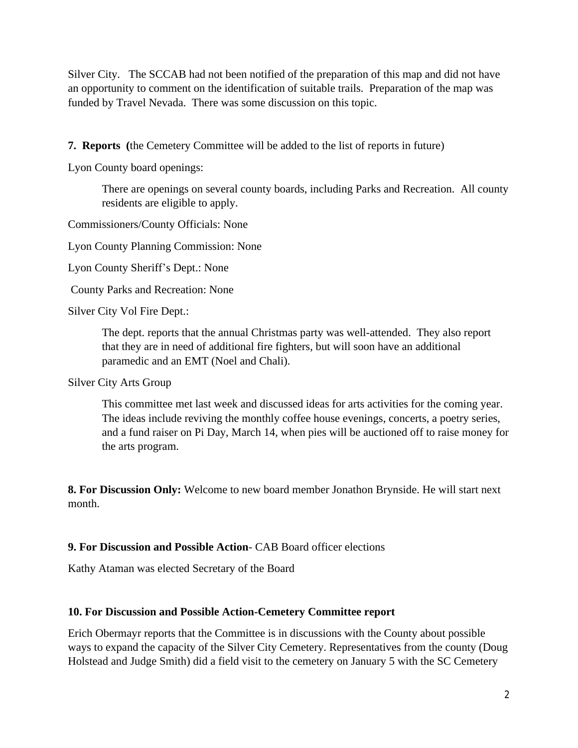Silver City. The SCCAB had not been notified of the preparation of this map and did not have an opportunity to comment on the identification of suitable trails. Preparation of the map was funded by Travel Nevada. There was some discussion on this topic.

**7. Reports (**the Cemetery Committee will be added to the list of reports in future)

Lyon County board openings:

> There are openings on several county boards, including Parks and Recreation. All county residents are eligible to apply.

Commissioners/County Officials: None

Lyon County Planning Commission: None

Lyon County Sheriff's Dept.: None

County Parks and Recreation: None

Silver City Vol Fire Dept.:

> The dept. reports that the annual Christmas party was well-attended. They also report that they are in need of additional fire fighters, but will soon have an additional paramedic and an EMT (Noel and Chali).

Silver City Arts Group

> This committee met last week and discussed ideas for arts activities for the coming year. The ideas include reviving the monthly coffee house evenings, concerts, a poetry series, and a fund raiser on Pi Day, March 14, when pies will be auctioned off to raise money for the arts program.

**8. For Discussion Only:** Welcome to new board member Jonathon Brynside. He will start next month.

**9. For Discussion and Possible Action**- CAB Board officer elections

Kathy Ataman was elected Secretary of the Board

**10. For Discussion and Possible Action-Cemetery Committee report**

Erich Obermayr reports that the Committee is in discussions with the County about possible ways to expand the capacity of the Silver City Cemetery. Representatives from the county (Doug Holstead and Judge Smith) did a field visit to the cemetery on January 5 with the SC Cemetery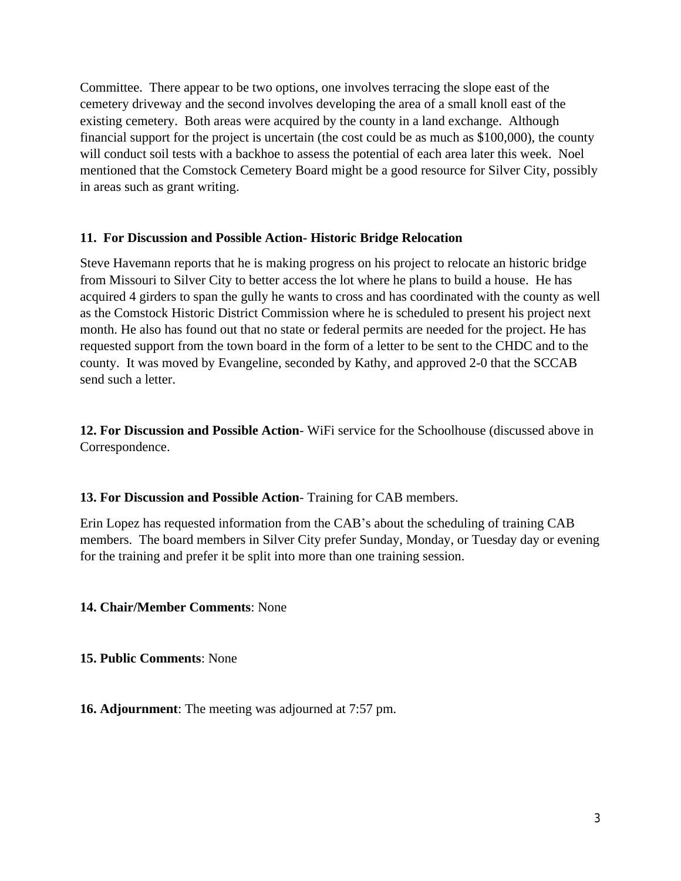Committee. There appear to be two options, one involves terracing the slope east of the cemetery driveway and the second involves developing the area of a small knoll east of the existing cemetery. Both areas were acquired by the county in a land exchange. Although financial support for the project is uncertain (the cost could be as much as $100,000), the county will conduct soil tests with a backhoe to assess the potential of each area later this week. Noel mentioned that the Comstock Cemetery Board might be a good resource for Silver City, possibly in areas such as grant writing.

**11. For Discussion and Possible Action- Historic Bridge Relocation**

Steve Havemann reports that he is making progress on his project to relocate an historic bridge from Missouri to Silver City to better access the lot where he plans to build a house. He has acquired 4 girders to span the gully he wants to cross and has coordinated with the county as well as the Comstock Historic District Commission where he is scheduled to present his project next month. He also has found out that no state or federal permits are needed for the project. He has requested support from the town board in the form of a letter to be sent to the CHDC and to the county. It was moved by Evangeline, seconded by Kathy, and approved 2-0 that the SCCAB send such a letter.

**12. For Discussion and Possible Action**- WiFi service for the Schoolhouse (discussed above in Correspondence.

**13. For Discussion and Possible Action**- Training for CAB members.

Erin Lopez has requested information from the CAB's about the scheduling of training CAB members. The board members in Silver City prefer Sunday, Monday, or Tuesday day or evening for the training and prefer it be split into more than one training session.

**14. Chair/Member Comments**: None

**15. Public Comments**: None

**16. Adjournment**: The meeting was adjourned at 7:57 pm.